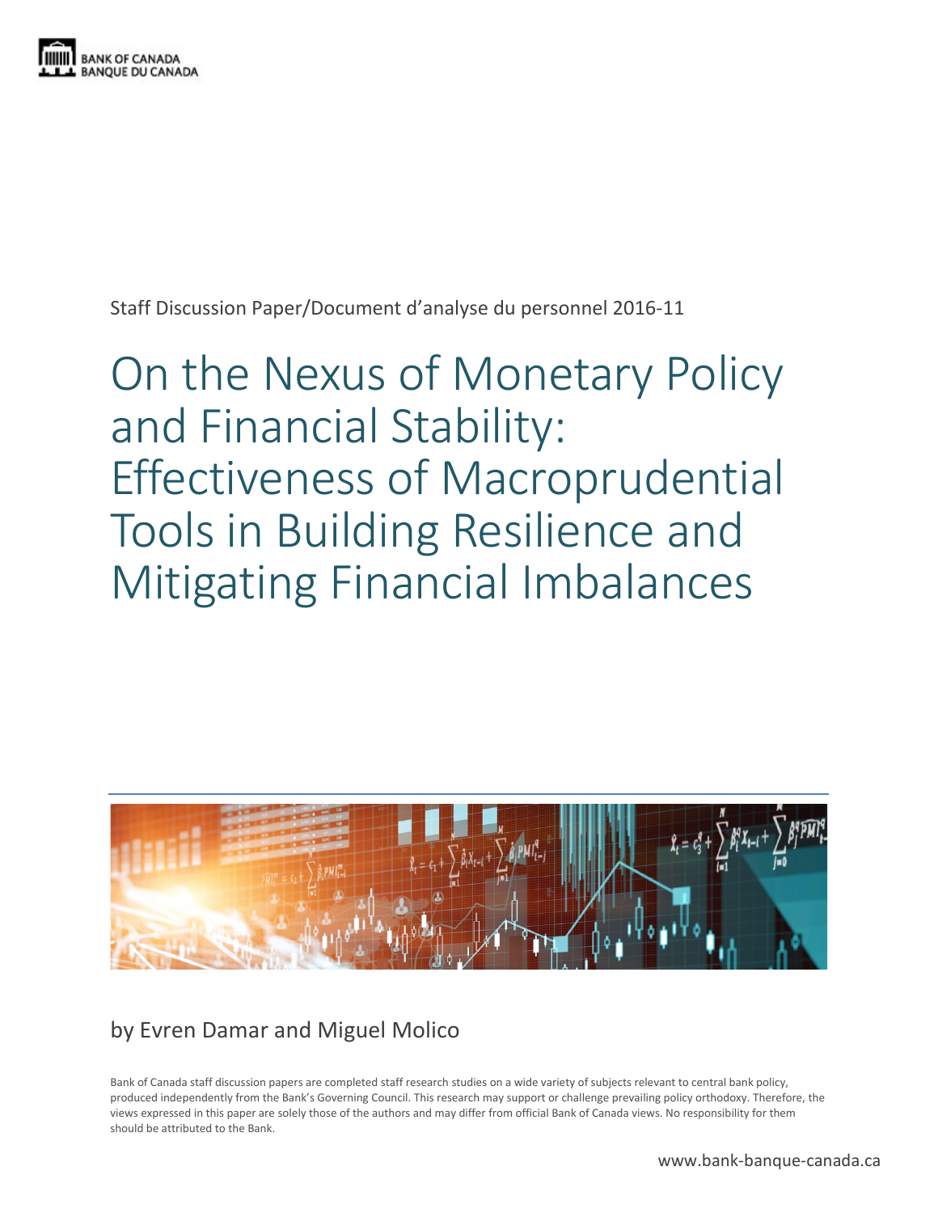BANK OF CANADA
BANQUE DU CANADA

Staff Discussion Paper/Document d'analyse du personnel 2016-11

# On the Nexus of Monetary Policy and Financial Stability: Effectiveness of Macroprudential Tools in Building Resilience and Mitigating Financial Imbalances

by Evren Damar and Miguel Molico

Bank of Canada staff discussion papers are completed staff research studies on a wide variety of subjects relevant to central bank policy, produced independently from the Bank's Governing Council. This research may support or challenge prevailing policy orthodoxy. Therefore, the views expressed in this paper are solely those of the authors and may differ from official Bank of Canada views. No responsibility for them should be attributed to the Bank.

www.bank-banque-canada.ca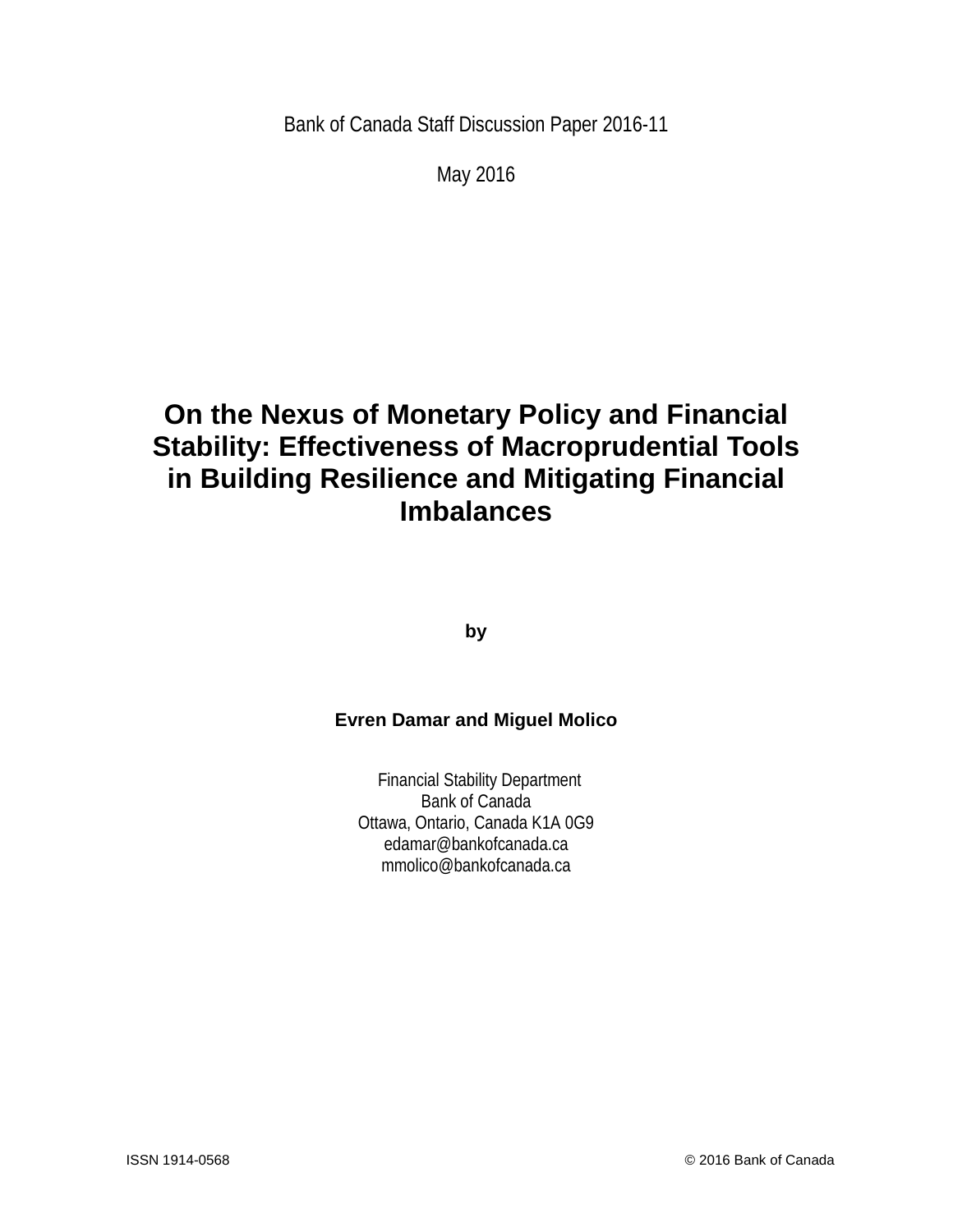Bank of Canada Staff Discussion Paper 2016-11

May 2016

# On the Nexus of Monetary Policy and Financial Stability: Effectiveness of Macroprudential Tools in Building Resilience and Mitigating Financial Imbalances

**by**

**Evren Damar and Miguel Molico**

Financial Stability Department
Bank of Canada
Ottawa, Ontario, Canada K1A 0G9
edamar@bankofcanada.ca
mmolico@bankofcanada.ca

ISSN 1914-0568 © 2016 Bank of Canada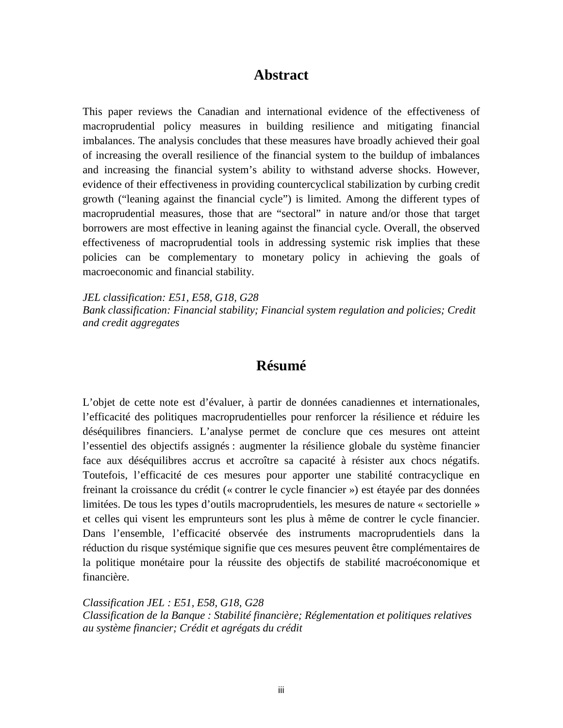## Abstract

This paper reviews the Canadian and international evidence of the effectiveness of macroprudential policy measures in building resilience and mitigating financial imbalances. The analysis concludes that these measures have broadly achieved their goal of increasing the overall resilience of the financial system to the buildup of imbalances and increasing the financial system's ability to withstand adverse shocks. However, evidence of their effectiveness in providing countercyclical stabilization by curbing credit growth ("leaning against the financial cycle") is limited. Among the different types of macroprudential measures, those that are "sectoral" in nature and/or those that target borrowers are most effective in leaning against the financial cycle. Overall, the observed effectiveness of macroprudential tools in addressing systemic risk implies that these policies can be complementary to monetary policy in achieving the goals of macroeconomic and financial stability.

*JEL classification: E51, E58, G18, G28*
*Bank classification: Financial stability; Financial system regulation and policies; Credit and credit aggregates*

## Résumé

L'objet de cette note est d'évaluer, à partir de données canadiennes et internationales, l'efficacité des politiques macroprudentielles pour renforcer la résilience et réduire les déséquilibres financiers. L'analyse permet de conclure que ces mesures ont atteint l'essentiel des objectifs assignés : augmenter la résilience globale du système financier face aux déséquilibres accrus et accroître sa capacité à résister aux chocs négatifs. Toutefois, l'efficacité de ces mesures pour apporter une stabilité contracyclique en freinant la croissance du crédit (« contrer le cycle financier ») est étayée par des données limitées. De tous les types d'outils macroprudentiels, les mesures de nature « sectorielle » et celles qui visent les emprunteurs sont les plus à même de contrer le cycle financier. Dans l'ensemble, l'efficacité observée des instruments macroprudentiels dans la réduction du risque systémique signifie que ces mesures peuvent être complémentaires de la politique monétaire pour la réussite des objectifs de stabilité macroéconomique et financière.

*Classification JEL : E51, E58, G18, G28*
*Classification de la Banque : Stabilité financière; Réglementation et politiques relatives au système financier; Crédit et agrégats du crédit*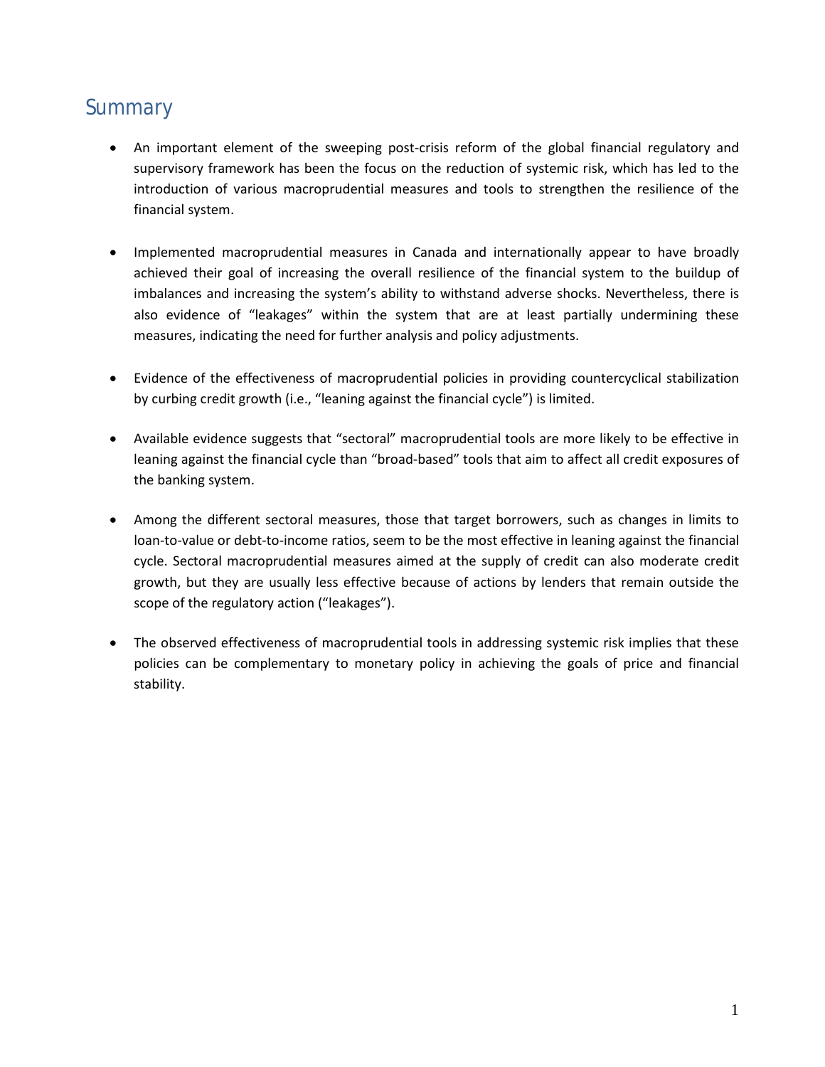## Summary

- An important element of the sweeping post-crisis reform of the global financial regulatory and supervisory framework has been the focus on the reduction of systemic risk, which has led to the introduction of various macroprudential measures and tools to strengthen the resilience of the financial system.

- Implemented macroprudential measures in Canada and internationally appear to have broadly achieved their goal of increasing the overall resilience of the financial system to the buildup of imbalances and increasing the system's ability to withstand adverse shocks. Nevertheless, there is also evidence of "leakages" within the system that are at least partially undermining these measures, indicating the need for further analysis and policy adjustments.

- Evidence of the effectiveness of macroprudential policies in providing countercyclical stabilization by curbing credit growth (i.e., "leaning against the financial cycle") is limited.

- Available evidence suggests that "sectoral" macroprudential tools are more likely to be effective in leaning against the financial cycle than "broad-based" tools that aim to affect all credit exposures of the banking system.

- Among the different sectoral measures, those that target borrowers, such as changes in limits to loan-to-value or debt-to-income ratios, seem to be the most effective in leaning against the financial cycle. Sectoral macroprudential measures aimed at the supply of credit can also moderate credit growth, but they are usually less effective because of actions by lenders that remain outside the scope of the regulatory action ("leakages").

- The observed effectiveness of macroprudential tools in addressing systemic risk implies that these policies can be complementary to monetary policy in achieving the goals of price and financial stability.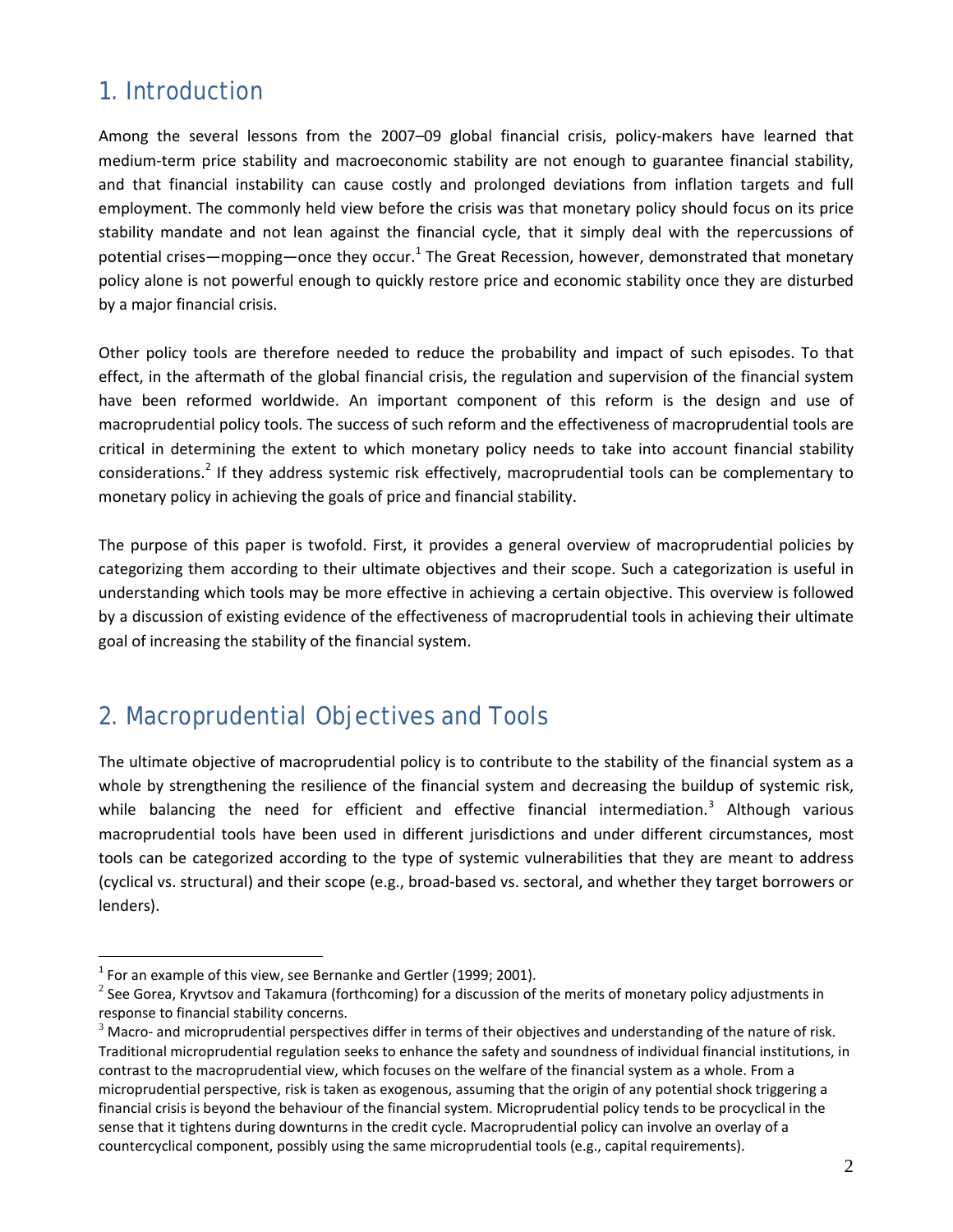## 1. Introduction

Among the several lessons from the 2007–09 global financial crisis, policy-makers have learned that medium-term price stability and macroeconomic stability are not enough to guarantee financial stability, and that financial instability can cause costly and prolonged deviations from inflation targets and full employment. The commonly held view before the crisis was that monetary policy should focus on its price stability mandate and not lean against the financial cycle, that it simply deal with the repercussions of potential crises—mopping—once they occur.[1] The Great Recession, however, demonstrated that monetary policy alone is not powerful enough to quickly restore price and economic stability once they are disturbed by a major financial crisis.

Other policy tools are therefore needed to reduce the probability and impact of such episodes. To that effect, in the aftermath of the global financial crisis, the regulation and supervision of the financial system have been reformed worldwide. An important component of this reform is the design and use of macroprudential policy tools. The success of such reform and the effectiveness of macroprudential tools are critical in determining the extent to which monetary policy needs to take into account financial stability considerations.[2] If they address systemic risk effectively, macroprudential tools can be complementary to monetary policy in achieving the goals of price and financial stability.

The purpose of this paper is twofold. First, it provides a general overview of macroprudential policies by categorizing them according to their ultimate objectives and their scope. Such a categorization is useful in understanding which tools may be more effective in achieving a certain objective. This overview is followed by a discussion of existing evidence of the effectiveness of macroprudential tools in achieving their ultimate goal of increasing the stability of the financial system.

## 2. Macroprudential Objectives and Tools

The ultimate objective of macroprudential policy is to contribute to the stability of the financial system as a whole by strengthening the resilience of the financial system and decreasing the buildup of systemic risk, while balancing the need for efficient and effective financial intermediation.[3] Although various macroprudential tools have been used in different jurisdictions and under different circumstances, most tools can be categorized according to the type of systemic vulnerabilities that they are meant to address (cyclical vs. structural) and their scope (e.g., broad-based vs. sectoral, and whether they target borrowers or lenders).

---

[1] For an example of this view, see Bernanke and Gertler (1999; 2001).

[2] See Gorea, Kryvtsov and Takamura (forthcoming) for a discussion of the merits of monetary policy adjustments in response to financial stability concerns.

[3] Macro- and microprudential perspectives differ in terms of their objectives and understanding of the nature of risk. Traditional microprudential regulation seeks to enhance the safety and soundness of individual financial institutions, in contrast to the macroprudential view, which focuses on the welfare of the financial system as a whole. From a microprudential perspective, risk is taken as exogenous, assuming that the origin of any potential shock triggering a financial crisis is beyond the behaviour of the financial system. Microprudential policy tends to be procyclical in the sense that it tightens during downturns in the credit cycle. Macroprudential policy can involve an overlay of a countercyclical component, possibly using the same microprudential tools (e.g., capital requirements).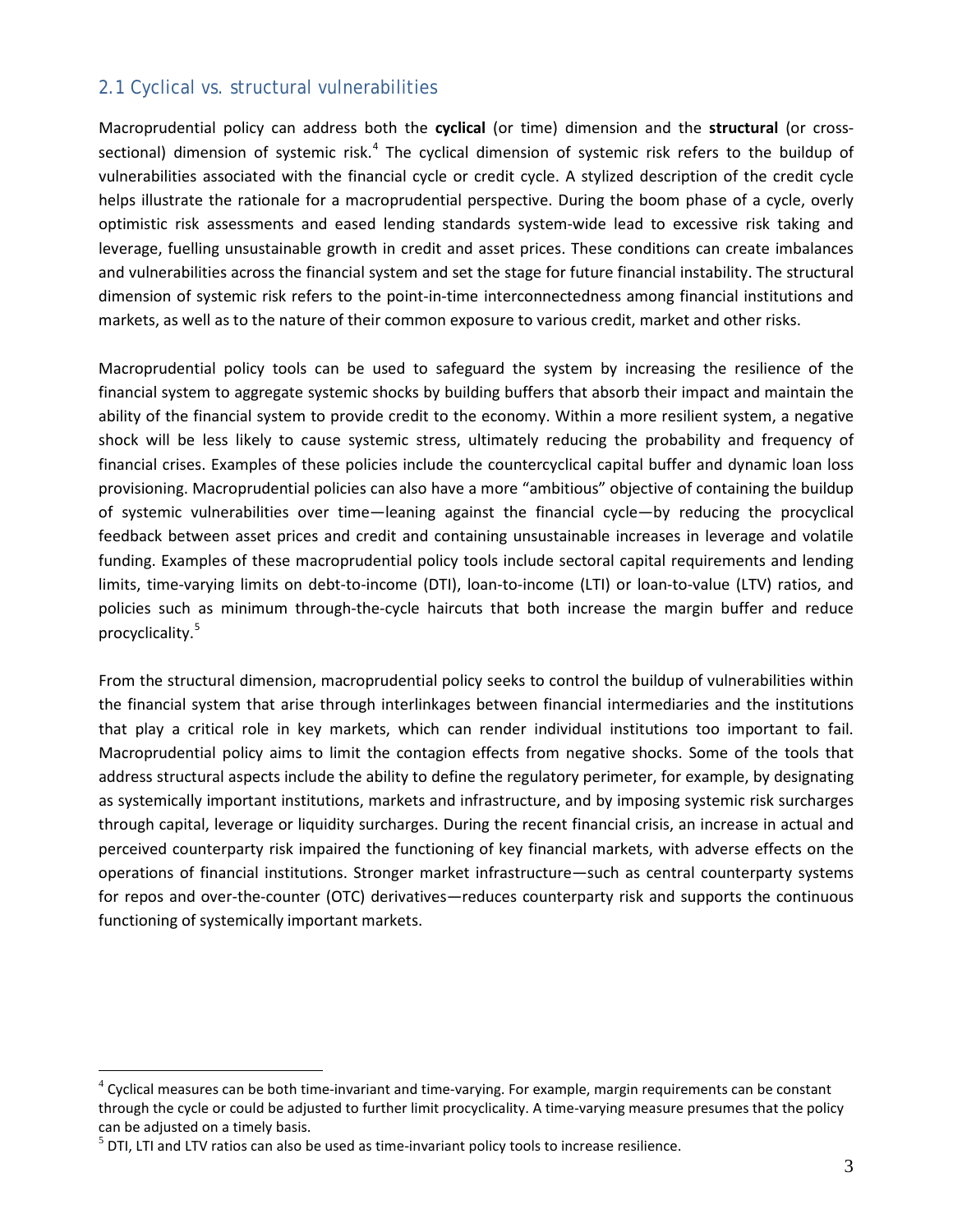## 2.1 Cyclical vs. structural vulnerabilities

Macroprudential policy can address both the **cyclical** (or time) dimension and the **structural** (or cross-sectional) dimension of systemic risk.[4] The cyclical dimension of systemic risk refers to the buildup of vulnerabilities associated with the financial cycle or credit cycle. A stylized description of the credit cycle helps illustrate the rationale for a macroprudential perspective. During the boom phase of a cycle, overly optimistic risk assessments and eased lending standards system-wide lead to excessive risk taking and leverage, fuelling unsustainable growth in credit and asset prices. These conditions can create imbalances and vulnerabilities across the financial system and set the stage for future financial instability. The structural dimension of systemic risk refers to the point-in-time interconnectedness among financial institutions and markets, as well as to the nature of their common exposure to various credit, market and other risks.

Macroprudential policy tools can be used to safeguard the system by increasing the resilience of the financial system to aggregate systemic shocks by building buffers that absorb their impact and maintain the ability of the financial system to provide credit to the economy. Within a more resilient system, a negative shock will be less likely to cause systemic stress, ultimately reducing the probability and frequency of financial crises. Examples of these policies include the countercyclical capital buffer and dynamic loan loss provisioning. Macroprudential policies can also have a more "ambitious" objective of containing the buildup of systemic vulnerabilities over time—leaning against the financial cycle—by reducing the procyclical feedback between asset prices and credit and containing unsustainable increases in leverage and volatile funding. Examples of these macroprudential policy tools include sectoral capital requirements and lending limits, time-varying limits on debt-to-income (DTI), loan-to-income (LTI) or loan-to-value (LTV) ratios, and policies such as minimum through-the-cycle haircuts that both increase the margin buffer and reduce procyclicality.[5]

From the structural dimension, macroprudential policy seeks to control the buildup of vulnerabilities within the financial system that arise through interlinkages between financial intermediaries and the institutions that play a critical role in key markets, which can render individual institutions too important to fail. Macroprudential policy aims to limit the contagion effects from negative shocks. Some of the tools that address structural aspects include the ability to define the regulatory perimeter, for example, by designating as systemically important institutions, markets and infrastructure, and by imposing systemic risk surcharges through capital, leverage or liquidity surcharges. During the recent financial crisis, an increase in actual and perceived counterparty risk impaired the functioning of key financial markets, with adverse effects on the operations of financial institutions. Stronger market infrastructure—such as central counterparty systems for repos and over-the-counter (OTC) derivatives—reduces counterparty risk and supports the continuous functioning of systemically important markets.

---

[4] Cyclical measures can be both time-invariant and time-varying. For example, margin requirements can be constant through the cycle or could be adjusted to further limit procyclicality. A time-varying measure presumes that the policy can be adjusted on a timely basis.

[5] DTI, LTI and LTV ratios can also be used as time-invariant policy tools to increase resilience.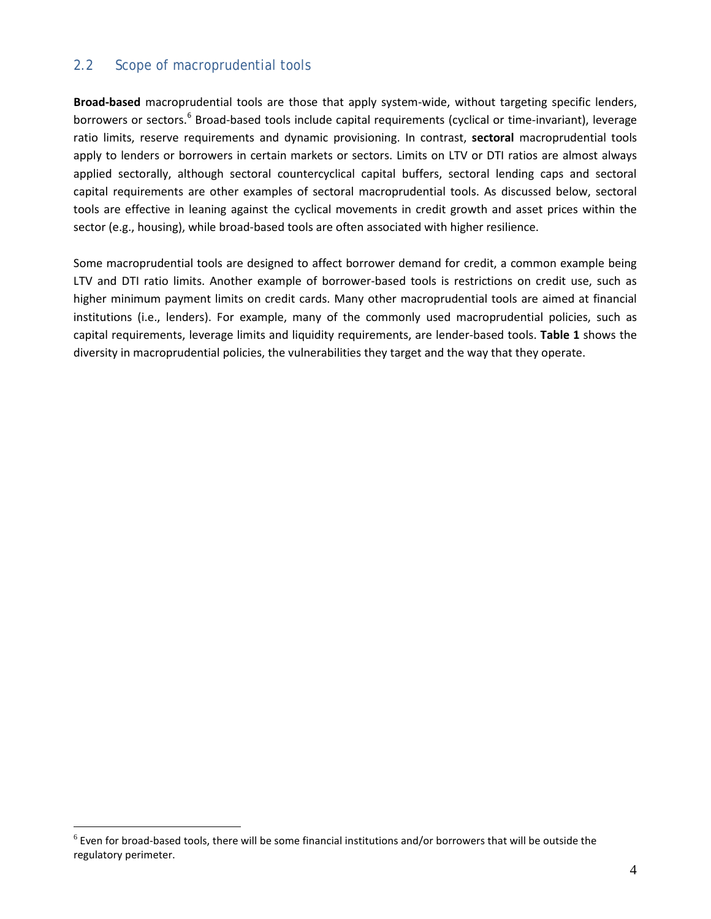## 2.2 Scope of macroprudential tools

**Broad-based** macroprudential tools are those that apply system-wide, without targeting specific lenders, borrowers or sectors.[6] Broad-based tools include capital requirements (cyclical or time-invariant), leverage ratio limits, reserve requirements and dynamic provisioning. In contrast, **sectoral** macroprudential tools apply to lenders or borrowers in certain markets or sectors. Limits on LTV or DTI ratios are almost always applied sectorally, although sectoral countercyclical capital buffers, sectoral lending caps and sectoral capital requirements are other examples of sectoral macroprudential tools. As discussed below, sectoral tools are effective in leaning against the cyclical movements in credit growth and asset prices within the sector (e.g., housing), while broad-based tools are often associated with higher resilience.

Some macroprudential tools are designed to affect borrower demand for credit, a common example being LTV and DTI ratio limits. Another example of borrower-based tools is restrictions on credit use, such as higher minimum payment limits on credit cards. Many other macroprudential tools are aimed at financial institutions (i.e., lenders). For example, many of the commonly used macroprudential policies, such as capital requirements, leverage limits and liquidity requirements, are lender-based tools. **Table 1** shows the diversity in macroprudential policies, the vulnerabilities they target and the way that they operate.

[6] Even for broad-based tools, there will be some financial institutions and/or borrowers that will be outside the regulatory perimeter.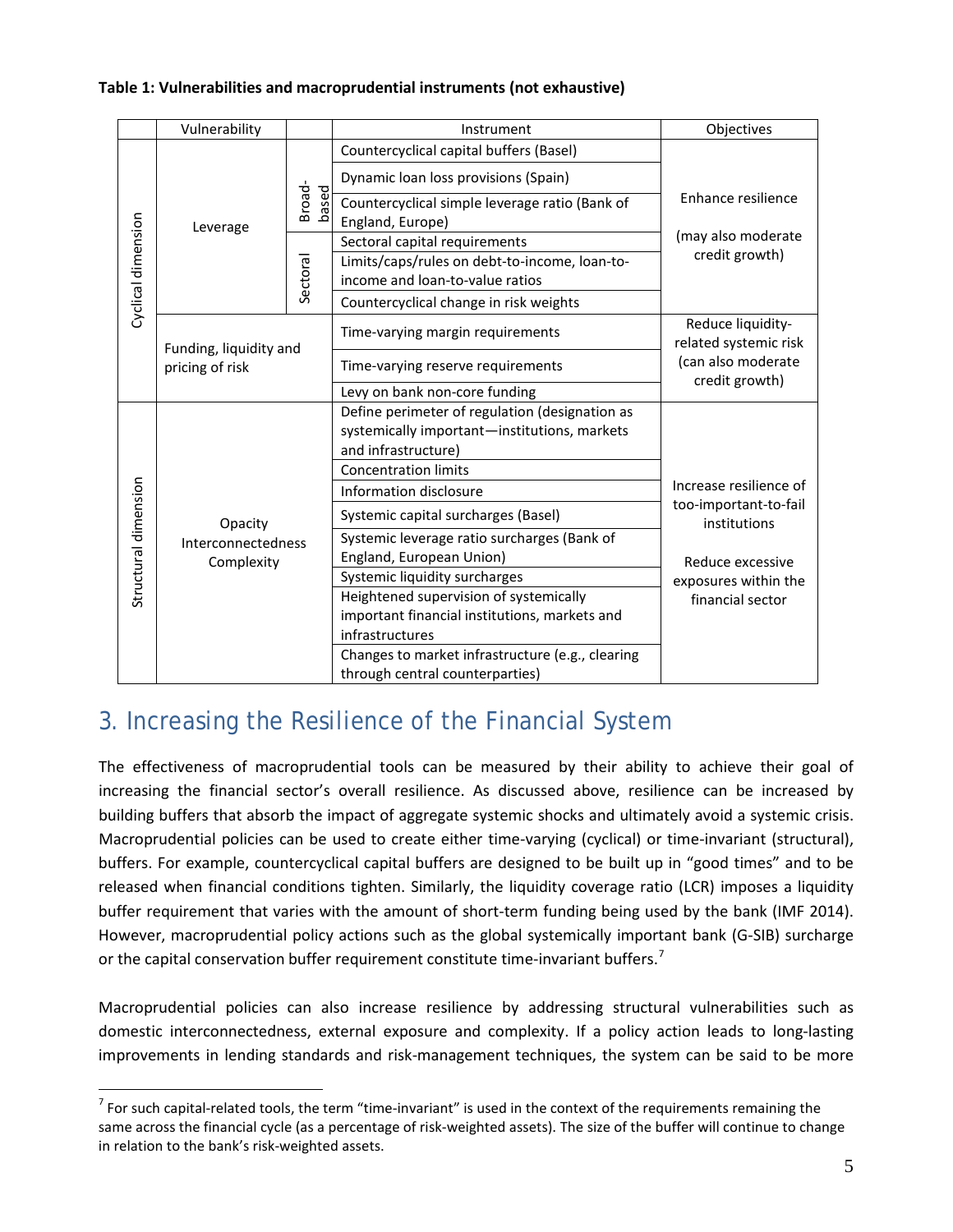**Table 1: Vulnerabilities and macroprudential instruments (not exhaustive)**

| | Vulnerability | | Instrument | Objectives |
|---|---|---|---|---|
| Cyclical dimension | Leverage | Broad-based | Countercyclical capital buffers (Basel) | Enhance resilience (may also moderate credit growth) |
| | | | Dynamic loan loss provisions (Spain) | |
| | | | Countercyclical simple leverage ratio (Bank of England, Europe) | |
| | | Sectoral | Sectoral capital requirements | |
| | | | Limits/caps/rules on debt-to-income, loan-to-income and loan-to-value ratios | |
| | | | Countercyclical change in risk weights | |
| | Funding, liquidity and pricing of risk | | Time-varying margin requirements | Reduce liquidity-related systemic risk (can also moderate credit growth) |
| | | | Time-varying reserve requirements | |
| | | | Levy on bank non-core funding | |
| Structural dimension | Opacity Interconnectedness Complexity | | Define perimeter of regulation (designation as systemically important—institutions, markets and infrastructure) | Increase resilience of too-important-to-fail institutions<br><br>Reduce excessive exposures within the financial sector |
| | | | Concentration limits | |
| | | | Information disclosure | |
| | | | Systemic capital surcharges (Basel) | |
| | | | Systemic leverage ratio surcharges (Bank of England, European Union) | |
| | | | Systemic liquidity surcharges | |
| | | | Heightened supervision of systemically important financial institutions, markets and infrastructures | |
| | | | Changes to market infrastructure (e.g., clearing through central counterparties) | |

## 3. Increasing the Resilience of the Financial System

The effectiveness of macroprudential tools can be measured by their ability to achieve their goal of increasing the financial sector's overall resilience. As discussed above, resilience can be increased by building buffers that absorb the impact of aggregate systemic shocks and ultimately avoid a systemic crisis. Macroprudential policies can be used to create either time-varying (cyclical) or time-invariant (structural), buffers. For example, countercyclical capital buffers are designed to be built up in "good times" and to be released when financial conditions tighten. Similarly, the liquidity coverage ratio (LCR) imposes a liquidity buffer requirement that varies with the amount of short-term funding being used by the bank (IMF 2014). However, macroprudential policy actions such as the global systemically important bank (G-SIB) surcharge or the capital conservation buffer requirement constitute time-invariant buffers.[7]

Macroprudential policies can also increase resilience by addressing structural vulnerabilities such as domestic interconnectedness, external exposure and complexity. If a policy action leads to long-lasting improvements in lending standards and risk-management techniques, the system can be said to be more

[7] For such capital-related tools, the term "time-invariant" is used in the context of the requirements remaining the same across the financial cycle (as a percentage of risk-weighted assets). The size of the buffer will continue to change in relation to the bank's risk-weighted assets.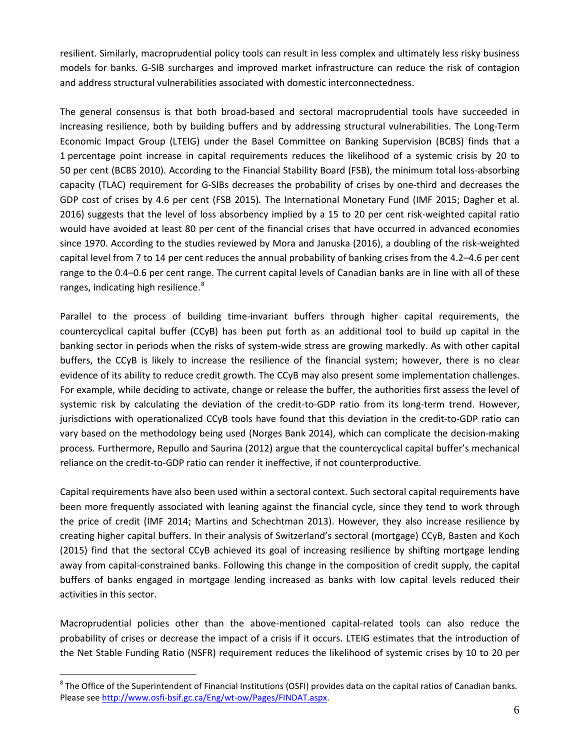resilient. Similarly, macroprudential policy tools can result in less complex and ultimately less risky business models for banks. G-SIB surcharges and improved market infrastructure can reduce the risk of contagion and address structural vulnerabilities associated with domestic interconnectedness.

The general consensus is that both broad-based and sectoral macroprudential tools have succeeded in increasing resilience, both by building buffers and by addressing structural vulnerabilities. The Long-Term Economic Impact Group (LTEIG) under the Basel Committee on Banking Supervision (BCBS) finds that a 1 percentage point increase in capital requirements reduces the likelihood of a systemic crisis by 20 to 50 per cent (BCBS 2010). According to the Financial Stability Board (FSB), the minimum total loss-absorbing capacity (TLAC) requirement for G-SIBs decreases the probability of crises by one-third and decreases the GDP cost of crises by 4.6 per cent (FSB 2015). The International Monetary Fund (IMF 2015; Dagher et al. 2016) suggests that the level of loss absorbency implied by a 15 to 20 per cent risk-weighted capital ratio would have avoided at least 80 per cent of the financial crises that have occurred in advanced economies since 1970. According to the studies reviewed by Mora and Januska (2016), a doubling of the risk-weighted capital level from 7 to 14 per cent reduces the annual probability of banking crises from the 4.2–4.6 per cent range to the 0.4–0.6 per cent range. The current capital levels of Canadian banks are in line with all of these ranges, indicating high resilience.[8]

Parallel to the process of building time-invariant buffers through higher capital requirements, the countercyclical capital buffer (CCyB) has been put forth as an additional tool to build up capital in the banking sector in periods when the risks of system-wide stress are growing markedly. As with other capital buffers, the CCyB is likely to increase the resilience of the financial system; however, there is no clear evidence of its ability to reduce credit growth. The CCyB may also present some implementation challenges. For example, while deciding to activate, change or release the buffer, the authorities first assess the level of systemic risk by calculating the deviation of the credit-to-GDP ratio from its long-term trend. However, jurisdictions with operationalized CCyB tools have found that this deviation in the credit-to-GDP ratio can vary based on the methodology being used (Norges Bank 2014), which can complicate the decision-making process. Furthermore, Repullo and Saurina (2012) argue that the countercyclical capital buffer's mechanical reliance on the credit-to-GDP ratio can render it ineffective, if not counterproductive.

Capital requirements have also been used within a sectoral context. Such sectoral capital requirements have been more frequently associated with leaning against the financial cycle, since they tend to work through the price of credit (IMF 2014; Martins and Schechtman 2013). However, they also increase resilience by creating higher capital buffers. In their analysis of Switzerland's sectoral (mortgage) CCyB, Basten and Koch (2015) find that the sectoral CCyB achieved its goal of increasing resilience by shifting mortgage lending away from capital-constrained banks. Following this change in the composition of credit supply, the capital buffers of banks engaged in mortgage lending increased as banks with low capital levels reduced their activities in this sector.

Macroprudential policies other than the above-mentioned capital-related tools can also reduce the probability of crises or decrease the impact of a crisis if it occurs. LTEIG estimates that the introduction of the Net Stable Funding Ratio (NSFR) requirement reduces the likelihood of systemic crises by 10 to 20 per

---

[8] The Office of the Superintendent of Financial Institutions (OSFI) provides data on the capital ratios of Canadian banks. Please see http://www.osfi-bsif.gc.ca/Eng/wt-ow/Pages/FINDAT.aspx.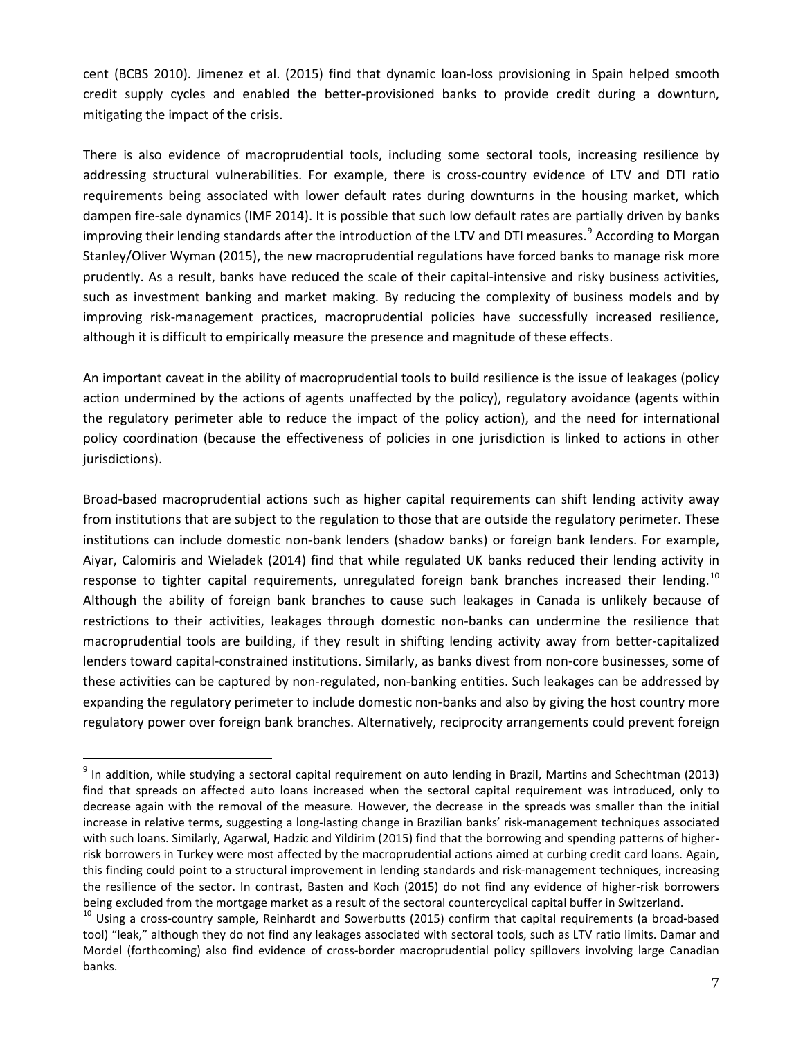cent (BCBS 2010). Jimenez et al. (2015) find that dynamic loan-loss provisioning in Spain helped smooth credit supply cycles and enabled the better-provisioned banks to provide credit during a downturn, mitigating the impact of the crisis.

There is also evidence of macroprudential tools, including some sectoral tools, increasing resilience by addressing structural vulnerabilities. For example, there is cross-country evidence of LTV and DTI ratio requirements being associated with lower default rates during downturns in the housing market, which dampen fire-sale dynamics (IMF 2014). It is possible that such low default rates are partially driven by banks improving their lending standards after the introduction of the LTV and DTI measures.[9] According to Morgan Stanley/Oliver Wyman (2015), the new macroprudential regulations have forced banks to manage risk more prudently. As a result, banks have reduced the scale of their capital-intensive and risky business activities, such as investment banking and market making. By reducing the complexity of business models and by improving risk-management practices, macroprudential policies have successfully increased resilience, although it is difficult to empirically measure the presence and magnitude of these effects.

An important caveat in the ability of macroprudential tools to build resilience is the issue of leakages (policy action undermined by the actions of agents unaffected by the policy), regulatory avoidance (agents within the regulatory perimeter able to reduce the impact of the policy action), and the need for international policy coordination (because the effectiveness of policies in one jurisdiction is linked to actions in other jurisdictions).

Broad-based macroprudential actions such as higher capital requirements can shift lending activity away from institutions that are subject to the regulation to those that are outside the regulatory perimeter. These institutions can include domestic non-bank lenders (shadow banks) or foreign bank lenders. For example, Aiyar, Calomiris and Wieladek (2014) find that while regulated UK banks reduced their lending activity in response to tighter capital requirements, unregulated foreign bank branches increased their lending.[10] Although the ability of foreign bank branches to cause such leakages in Canada is unlikely because of restrictions to their activities, leakages through domestic non-banks can undermine the resilience that macroprudential tools are building, if they result in shifting lending activity away from better-capitalized lenders toward capital-constrained institutions. Similarly, as banks divest from non-core businesses, some of these activities can be captured by non-regulated, non-banking entities. Such leakages can be addressed by expanding the regulatory perimeter to include domestic non-banks and also by giving the host country more regulatory power over foreign bank branches. Alternatively, reciprocity arrangements could prevent foreign

[9] In addition, while studying a sectoral capital requirement on auto lending in Brazil, Martins and Schechtman (2013) find that spreads on affected auto loans increased when the sectoral capital requirement was introduced, only to decrease again with the removal of the measure. However, the decrease in the spreads was smaller than the initial increase in relative terms, suggesting a long-lasting change in Brazilian banks' risk-management techniques associated with such loans. Similarly, Agarwal, Hadzic and Yildirim (2015) find that the borrowing and spending patterns of higher-risk borrowers in Turkey were most affected by the macroprudential actions aimed at curbing credit card loans. Again, this finding could point to a structural improvement in lending standards and risk-management techniques, increasing the resilience of the sector. In contrast, Basten and Koch (2015) do not find any evidence of higher-risk borrowers being excluded from the mortgage market as a result of the sectoral countercyclical capital buffer in Switzerland.

[10] Using a cross-country sample, Reinhardt and Sowerbutts (2015) confirm that capital requirements (a broad-based tool) "leak," although they do not find any leakages associated with sectoral tools, such as LTV ratio limits. Damar and Mordel (forthcoming) also find evidence of cross-border macroprudential policy spillovers involving large Canadian banks.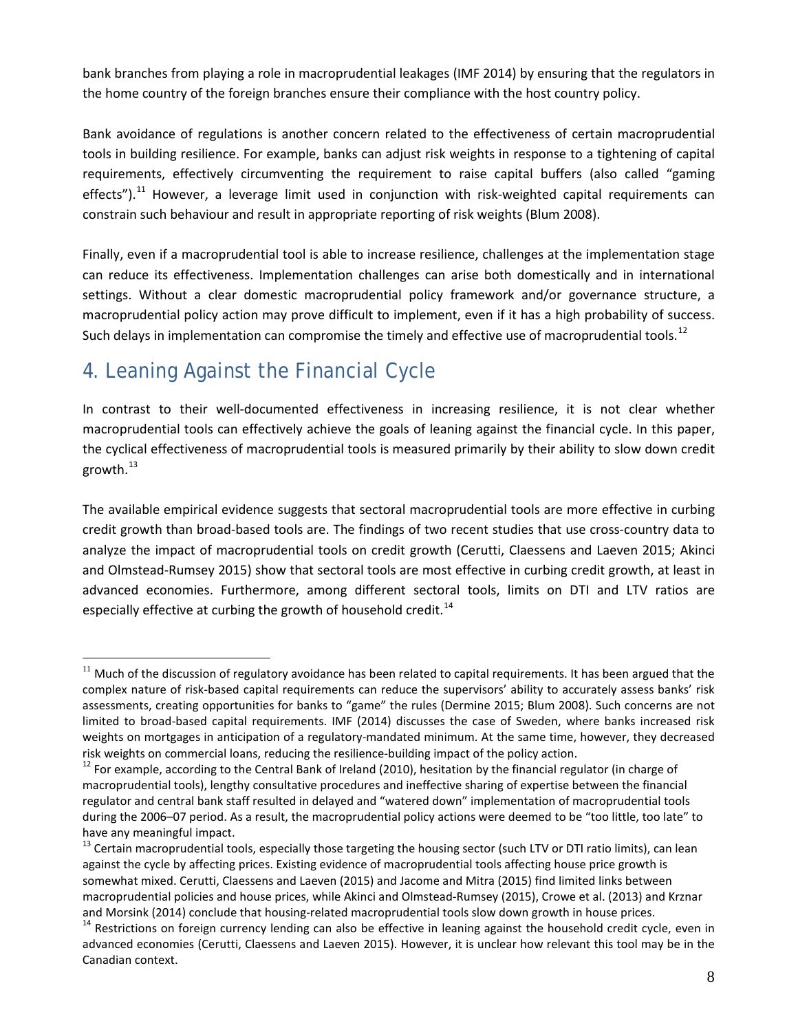bank branches from playing a role in macroprudential leakages (IMF 2014) by ensuring that the regulators in the home country of the foreign branches ensure their compliance with the host country policy.

Bank avoidance of regulations is another concern related to the effectiveness of certain macroprudential tools in building resilience. For example, banks can adjust risk weights in response to a tightening of capital requirements, effectively circumventing the requirement to raise capital buffers (also called "gaming effects").[11] However, a leverage limit used in conjunction with risk-weighted capital requirements can constrain such behaviour and result in appropriate reporting of risk weights (Blum 2008).

Finally, even if a macroprudential tool is able to increase resilience, challenges at the implementation stage can reduce its effectiveness. Implementation challenges can arise both domestically and in international settings. Without a clear domestic macroprudential policy framework and/or governance structure, a macroprudential policy action may prove difficult to implement, even if it has a high probability of success. Such delays in implementation can compromise the timely and effective use of macroprudential tools.[12]

# 4. Leaning Against the Financial Cycle

In contrast to their well-documented effectiveness in increasing resilience, it is not clear whether macroprudential tools can effectively achieve the goals of leaning against the financial cycle. In this paper, the cyclical effectiveness of macroprudential tools is measured primarily by their ability to slow down credit growth.[13]

The available empirical evidence suggests that sectoral macroprudential tools are more effective in curbing credit growth than broad-based tools are. The findings of two recent studies that use cross-country data to analyze the impact of macroprudential tools on credit growth (Cerutti, Claessens and Laeven 2015; Akinci and Olmstead-Rumsey 2015) show that sectoral tools are most effective in curbing credit growth, at least in advanced economies. Furthermore, among different sectoral tools, limits on DTI and LTV ratios are especially effective at curbing the growth of household credit.[14]

---

[11] Much of the discussion of regulatory avoidance has been related to capital requirements. It has been argued that the complex nature of risk-based capital requirements can reduce the supervisors' ability to accurately assess banks' risk assessments, creating opportunities for banks to "game" the rules (Dermine 2015; Blum 2008). Such concerns are not limited to broad-based capital requirements. IMF (2014) discusses the case of Sweden, where banks increased risk weights on mortgages in anticipation of a regulatory-mandated minimum. At the same time, however, they decreased risk weights on commercial loans, reducing the resilience-building impact of the policy action.

[12] For example, according to the Central Bank of Ireland (2010), hesitation by the financial regulator (in charge of macroprudential tools), lengthy consultative procedures and ineffective sharing of expertise between the financial regulator and central bank staff resulted in delayed and "watered down" implementation of macroprudential tools during the 2006–07 period. As a result, the macroprudential policy actions were deemed to be "too little, too late" to have any meaningful impact.

[13] Certain macroprudential tools, especially those targeting the housing sector (such LTV or DTI ratio limits), can lean against the cycle by affecting prices. Existing evidence of macroprudential tools affecting house price growth is somewhat mixed. Cerutti, Claessens and Laeven (2015) and Jacome and Mitra (2015) find limited links between macroprudential policies and house prices, while Akinci and Olmstead-Rumsey (2015), Crowe et al. (2013) and Krznar and Morsink (2014) conclude that housing-related macroprudential tools slow down growth in house prices.

[14] Restrictions on foreign currency lending can also be effective in leaning against the household credit cycle, even in advanced economies (Cerutti, Claessens and Laeven 2015). However, it is unclear how relevant this tool may be in the Canadian context.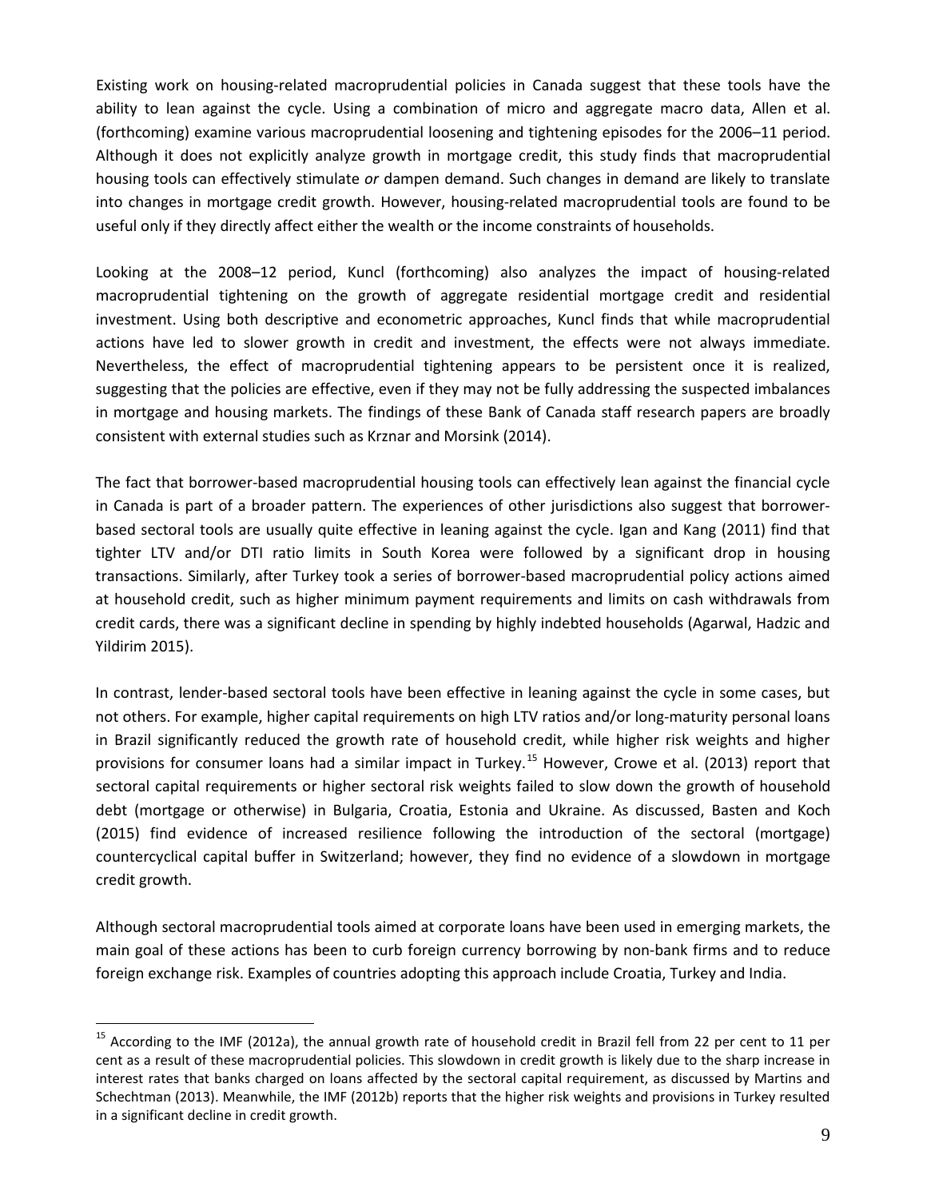Existing work on housing-related macroprudential policies in Canada suggest that these tools have the ability to lean against the cycle. Using a combination of micro and aggregate macro data, Allen et al. (forthcoming) examine various macroprudential loosening and tightening episodes for the 2006–11 period. Although it does not explicitly analyze growth in mortgage credit, this study finds that macroprudential housing tools can effectively stimulate *or* dampen demand. Such changes in demand are likely to translate into changes in mortgage credit growth. However, housing-related macroprudential tools are found to be useful only if they directly affect either the wealth or the income constraints of households.

Looking at the 2008–12 period, Kuncl (forthcoming) also analyzes the impact of housing-related macroprudential tightening on the growth of aggregate residential mortgage credit and residential investment. Using both descriptive and econometric approaches, Kuncl finds that while macroprudential actions have led to slower growth in credit and investment, the effects were not always immediate. Nevertheless, the effect of macroprudential tightening appears to be persistent once it is realized, suggesting that the policies are effective, even if they may not be fully addressing the suspected imbalances in mortgage and housing markets. The findings of these Bank of Canada staff research papers are broadly consistent with external studies such as Krznar and Morsink (2014).

The fact that borrower-based macroprudential housing tools can effectively lean against the financial cycle in Canada is part of a broader pattern. The experiences of other jurisdictions also suggest that borrower-based sectoral tools are usually quite effective in leaning against the cycle. Igan and Kang (2011) find that tighter LTV and/or DTI ratio limits in South Korea were followed by a significant drop in housing transactions. Similarly, after Turkey took a series of borrower-based macroprudential policy actions aimed at household credit, such as higher minimum payment requirements and limits on cash withdrawals from credit cards, there was a significant decline in spending by highly indebted households (Agarwal, Hadzic and Yildirim 2015).

In contrast, lender-based sectoral tools have been effective in leaning against the cycle in some cases, but not others. For example, higher capital requirements on high LTV ratios and/or long-maturity personal loans in Brazil significantly reduced the growth rate of household credit, while higher risk weights and higher provisions for consumer loans had a similar impact in Turkey.[15] However, Crowe et al. (2013) report that sectoral capital requirements or higher sectoral risk weights failed to slow down the growth of household debt (mortgage or otherwise) in Bulgaria, Croatia, Estonia and Ukraine. As discussed, Basten and Koch (2015) find evidence of increased resilience following the introduction of the sectoral (mortgage) countercyclical capital buffer in Switzerland; however, they find no evidence of a slowdown in mortgage credit growth.

Although sectoral macroprudential tools aimed at corporate loans have been used in emerging markets, the main goal of these actions has been to curb foreign currency borrowing by non-bank firms and to reduce foreign exchange risk. Examples of countries adopting this approach include Croatia, Turkey and India.

[15] According to the IMF (2012a), the annual growth rate of household credit in Brazil fell from 22 per cent to 11 per cent as a result of these macroprudential policies. This slowdown in credit growth is likely due to the sharp increase in interest rates that banks charged on loans affected by the sectoral capital requirement, as discussed by Martins and Schechtman (2013). Meanwhile, the IMF (2012b) reports that the higher risk weights and provisions in Turkey resulted in a significant decline in credit growth.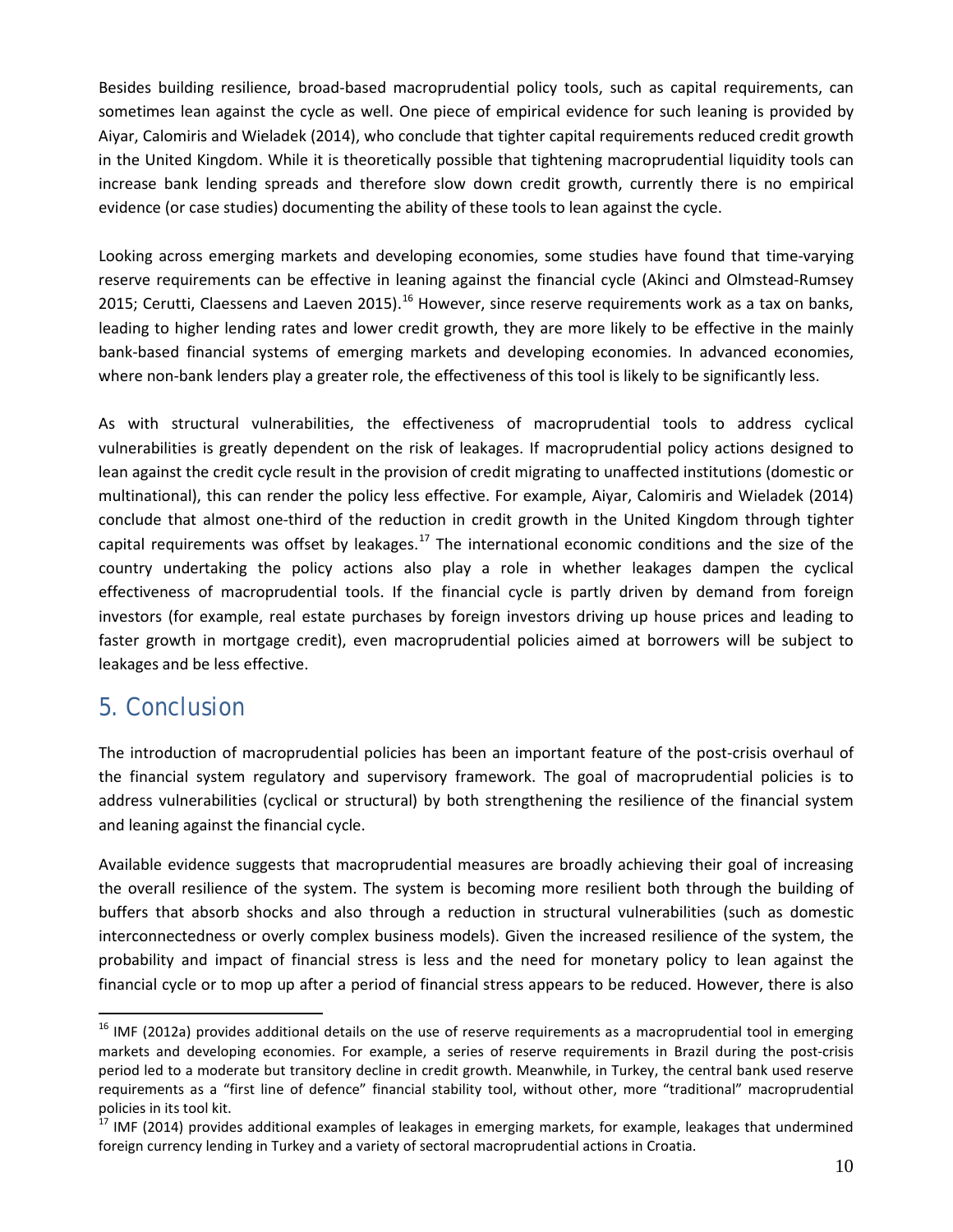Besides building resilience, broad-based macroprudential policy tools, such as capital requirements, can sometimes lean against the cycle as well. One piece of empirical evidence for such leaning is provided by Aiyar, Calomiris and Wieladek (2014), who conclude that tighter capital requirements reduced credit growth in the United Kingdom. While it is theoretically possible that tightening macroprudential liquidity tools can increase bank lending spreads and therefore slow down credit growth, currently there is no empirical evidence (or case studies) documenting the ability of these tools to lean against the cycle.

Looking across emerging markets and developing economies, some studies have found that time-varying reserve requirements can be effective in leaning against the financial cycle (Akinci and Olmstead-Rumsey 2015; Cerutti, Claessens and Laeven 2015).[16] However, since reserve requirements work as a tax on banks, leading to higher lending rates and lower credit growth, they are more likely to be effective in the mainly bank-based financial systems of emerging markets and developing economies. In advanced economies, where non-bank lenders play a greater role, the effectiveness of this tool is likely to be significantly less.

As with structural vulnerabilities, the effectiveness of macroprudential tools to address cyclical vulnerabilities is greatly dependent on the risk of leakages. If macroprudential policy actions designed to lean against the credit cycle result in the provision of credit migrating to unaffected institutions (domestic or multinational), this can render the policy less effective. For example, Aiyar, Calomiris and Wieladek (2014) conclude that almost one-third of the reduction in credit growth in the United Kingdom through tighter capital requirements was offset by leakages.[17] The international economic conditions and the size of the country undertaking the policy actions also play a role in whether leakages dampen the cyclical effectiveness of macroprudential tools. If the financial cycle is partly driven by demand from foreign investors (for example, real estate purchases by foreign investors driving up house prices and leading to faster growth in mortgage credit), even macroprudential policies aimed at borrowers will be subject to leakages and be less effective.

## 5. Conclusion

The introduction of macroprudential policies has been an important feature of the post-crisis overhaul of the financial system regulatory and supervisory framework. The goal of macroprudential policies is to address vulnerabilities (cyclical or structural) by both strengthening the resilience of the financial system and leaning against the financial cycle.

Available evidence suggests that macroprudential measures are broadly achieving their goal of increasing the overall resilience of the system. The system is becoming more resilient both through the building of buffers that absorb shocks and also through a reduction in structural vulnerabilities (such as domestic interconnectedness or overly complex business models). Given the increased resilience of the system, the probability and impact of financial stress is less and the need for monetary policy to lean against the financial cycle or to mop up after a period of financial stress appears to be reduced. However, there is also

---

[16] IMF (2012a) provides additional details on the use of reserve requirements as a macroprudential tool in emerging markets and developing economies. For example, a series of reserve requirements in Brazil during the post-crisis period led to a moderate but transitory decline in credit growth. Meanwhile, in Turkey, the central bank used reserve requirements as a "first line of defence" financial stability tool, without other, more "traditional" macroprudential policies in its tool kit.

[17] IMF (2014) provides additional examples of leakages in emerging markets, for example, leakages that undermined foreign currency lending in Turkey and a variety of sectoral macroprudential actions in Croatia.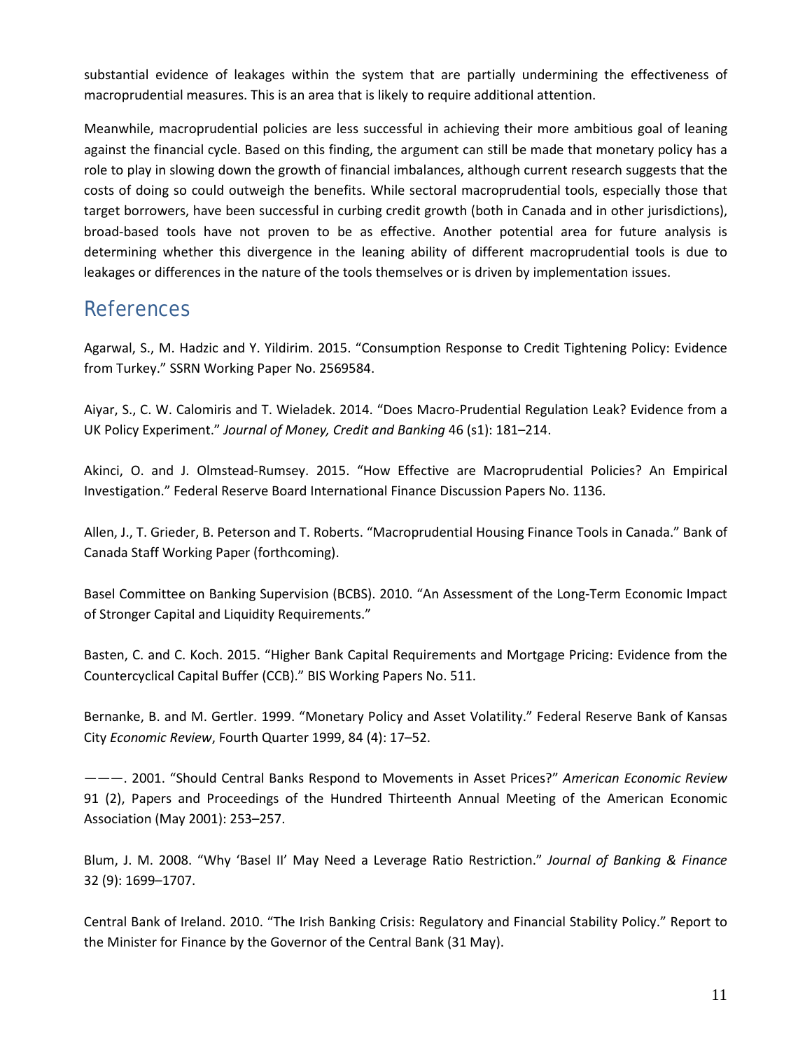substantial evidence of leakages within the system that are partially undermining the effectiveness of macroprudential measures. This is an area that is likely to require additional attention.

Meanwhile, macroprudential policies are less successful in achieving their more ambitious goal of leaning against the financial cycle. Based on this finding, the argument can still be made that monetary policy has a role to play in slowing down the growth of financial imbalances, although current research suggests that the costs of doing so could outweigh the benefits. While sectoral macroprudential tools, especially those that target borrowers, have been successful in curbing credit growth (both in Canada and in other jurisdictions), broad-based tools have not proven to be as effective. Another potential area for future analysis is determining whether this divergence in the leaning ability of different macroprudential tools is due to leakages or differences in the nature of the tools themselves or is driven by implementation issues.

## References

Agarwal, S., M. Hadzic and Y. Yildirim. 2015. "Consumption Response to Credit Tightening Policy: Evidence from Turkey." SSRN Working Paper No. 2569584.

Aiyar, S., C. W. Calomiris and T. Wieladek. 2014. "Does Macro-Prudential Regulation Leak? Evidence from a UK Policy Experiment." *Journal of Money, Credit and Banking* 46 (s1): 181–214.

Akinci, O. and J. Olmstead-Rumsey. 2015. "How Effective are Macroprudential Policies? An Empirical Investigation." Federal Reserve Board International Finance Discussion Papers No. 1136.

Allen, J., T. Grieder, B. Peterson and T. Roberts. "Macroprudential Housing Finance Tools in Canada." Bank of Canada Staff Working Paper (forthcoming).

Basel Committee on Banking Supervision (BCBS). 2010. "An Assessment of the Long-Term Economic Impact of Stronger Capital and Liquidity Requirements."

Basten, C. and C. Koch. 2015. "Higher Bank Capital Requirements and Mortgage Pricing: Evidence from the Countercyclical Capital Buffer (CCB)." BIS Working Papers No. 511.

Bernanke, B. and M. Gertler. 1999. "Monetary Policy and Asset Volatility." Federal Reserve Bank of Kansas City *Economic Review*, Fourth Quarter 1999, 84 (4): 17–52.

———. 2001. "Should Central Banks Respond to Movements in Asset Prices?" *American Economic Review* 91 (2), Papers and Proceedings of the Hundred Thirteenth Annual Meeting of the American Economic Association (May 2001): 253–257.

Blum, J. M. 2008. "Why 'Basel II' May Need a Leverage Ratio Restriction." *Journal of Banking & Finance* 32 (9): 1699–1707.

Central Bank of Ireland. 2010. "The Irish Banking Crisis: Regulatory and Financial Stability Policy." Report to the Minister for Finance by the Governor of the Central Bank (31 May).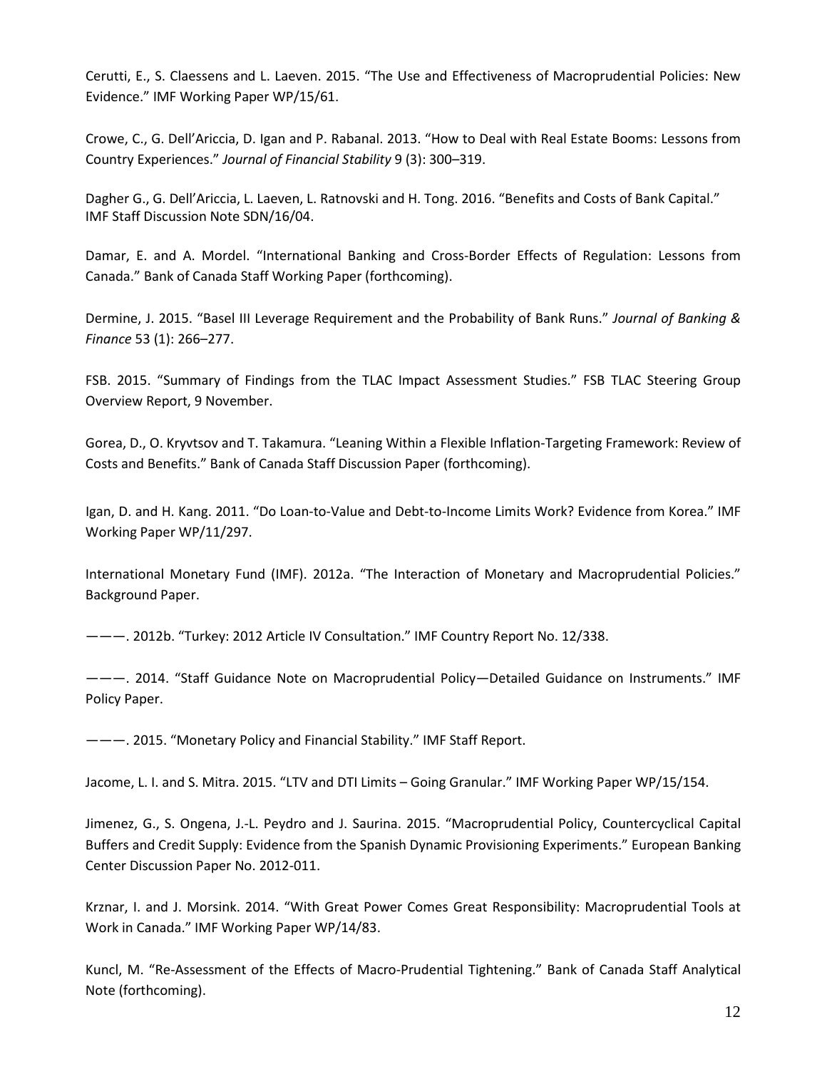Cerutti, E., S. Claessens and L. Laeven. 2015. “The Use and Effectiveness of Macroprudential Policies: New Evidence.” IMF Working Paper WP/15/61.

Crowe, C., G. Dell’Ariccia, D. Igan and P. Rabanal. 2013. “How to Deal with Real Estate Booms: Lessons from Country Experiences.” *Journal of Financial Stability* 9 (3): 300–319.

Dagher G., G. Dell’Ariccia, L. Laeven, L. Ratnovski and H. Tong. 2016. “Benefits and Costs of Bank Capital.” IMF Staff Discussion Note SDN/16/04.

Damar, E. and A. Mordel. “International Banking and Cross-Border Effects of Regulation: Lessons from Canada.” Bank of Canada Staff Working Paper (forthcoming).

Dermine, J. 2015. “Basel III Leverage Requirement and the Probability of Bank Runs.” *Journal of Banking & Finance* 53 (1): 266–277.

FSB. 2015. “Summary of Findings from the TLAC Impact Assessment Studies.” FSB TLAC Steering Group Overview Report, 9 November.

Gorea, D., O. Kryvtsov and T. Takamura. “Leaning Within a Flexible Inflation-Targeting Framework: Review of Costs and Benefits.” Bank of Canada Staff Discussion Paper (forthcoming).

Igan, D. and H. Kang. 2011. “Do Loan-to-Value and Debt-to-Income Limits Work? Evidence from Korea.” IMF Working Paper WP/11/297.

International Monetary Fund (IMF). 2012a. “The Interaction of Monetary and Macroprudential Policies.” Background Paper.

———. 2012b. “Turkey: 2012 Article IV Consultation.” IMF Country Report No. 12/338.

———. 2014. “Staff Guidance Note on Macroprudential Policy—Detailed Guidance on Instruments.” IMF Policy Paper.

———. 2015. “Monetary Policy and Financial Stability.” IMF Staff Report.

Jacome, L. I. and S. Mitra. 2015. “LTV and DTI Limits – Going Granular.” IMF Working Paper WP/15/154.

Jimenez, G., S. Ongena, J.-L. Peydro and J. Saurina. 2015. “Macroprudential Policy, Countercyclical Capital Buffers and Credit Supply: Evidence from the Spanish Dynamic Provisioning Experiments.” European Banking Center Discussion Paper No. 2012-011.

Krznar, I. and J. Morsink. 2014. “With Great Power Comes Great Responsibility: Macroprudential Tools at Work in Canada.” IMF Working Paper WP/14/83.

Kuncl, M. “Re-Assessment of the Effects of Macro-Prudential Tightening.” Bank of Canada Staff Analytical Note (forthcoming).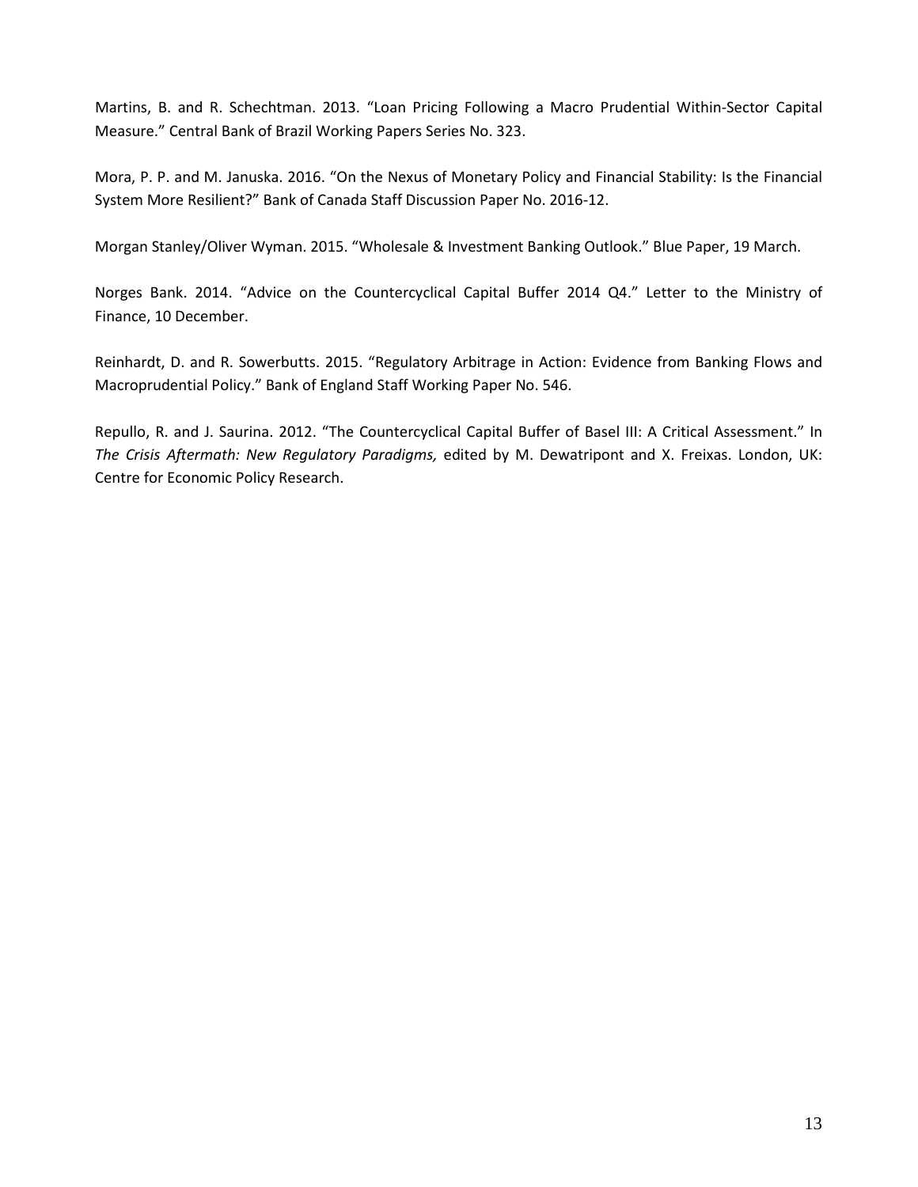Martins, B. and R. Schechtman. 2013. "Loan Pricing Following a Macro Prudential Within-Sector Capital Measure." Central Bank of Brazil Working Papers Series No. 323.

Mora, P. P. and M. Januska. 2016. "On the Nexus of Monetary Policy and Financial Stability: Is the Financial System More Resilient?" Bank of Canada Staff Discussion Paper No. 2016-12.

Morgan Stanley/Oliver Wyman. 2015. "Wholesale & Investment Banking Outlook." Blue Paper, 19 March.

Norges Bank. 2014. "Advice on the Countercyclical Capital Buffer 2014 Q4." Letter to the Ministry of Finance, 10 December.

Reinhardt, D. and R. Sowerbutts. 2015. "Regulatory Arbitrage in Action: Evidence from Banking Flows and Macroprudential Policy." Bank of England Staff Working Paper No. 546.

Repullo, R. and J. Saurina. 2012. "The Countercyclical Capital Buffer of Basel III: A Critical Assessment." In *The Crisis Aftermath: New Regulatory Paradigms,* edited by M. Dewatripont and X. Freixas. London, UK: Centre for Economic Policy Research.